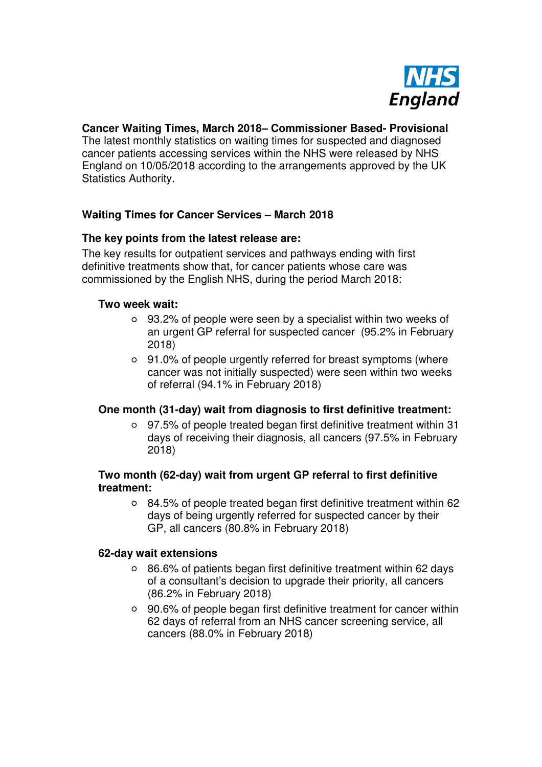NHS England

## Cancer Waiting Times, March 2018– Commissioner Based- Provisional

The latest monthly statistics on waiting times for suspected and diagnosed cancer patients accessing services within the NHS were released by NHS England on 10/05/2018 according to the arrangements approved by the UK Statistics Authority.

## Waiting Times for Cancer Services – March 2018

### The key points from the latest release are:

The key results for outpatient services and pathways ending with first definitive treatments show that, for cancer patients whose care was commissioned by the English NHS, during the period March 2018:

**Two week wait:**

- 93.2% of people were seen by a specialist within two weeks of an urgent GP referral for suspected cancer (95.2% in February 2018)
- 91.0% of people urgently referred for breast symptoms (where cancer was not initially suspected) were seen within two weeks of referral (94.1% in February 2018)

**One month (31-day) wait from diagnosis to first definitive treatment:**

- 97.5% of people treated began first definitive treatment within 31 days of receiving their diagnosis, all cancers (97.5% in February 2018)

**Two month (62-day) wait from urgent GP referral to first definitive treatment:**

- 84.5% of people treated began first definitive treatment within 62 days of being urgently referred for suspected cancer by their GP, all cancers (80.8% in February 2018)

**62-day wait extensions**

- 86.6% of patients began first definitive treatment within 62 days of a consultant's decision to upgrade their priority, all cancers (86.2% in February 2018)
- 90.6% of people began first definitive treatment for cancer within 62 days of referral from an NHS cancer screening service, all cancers (88.0% in February 2018)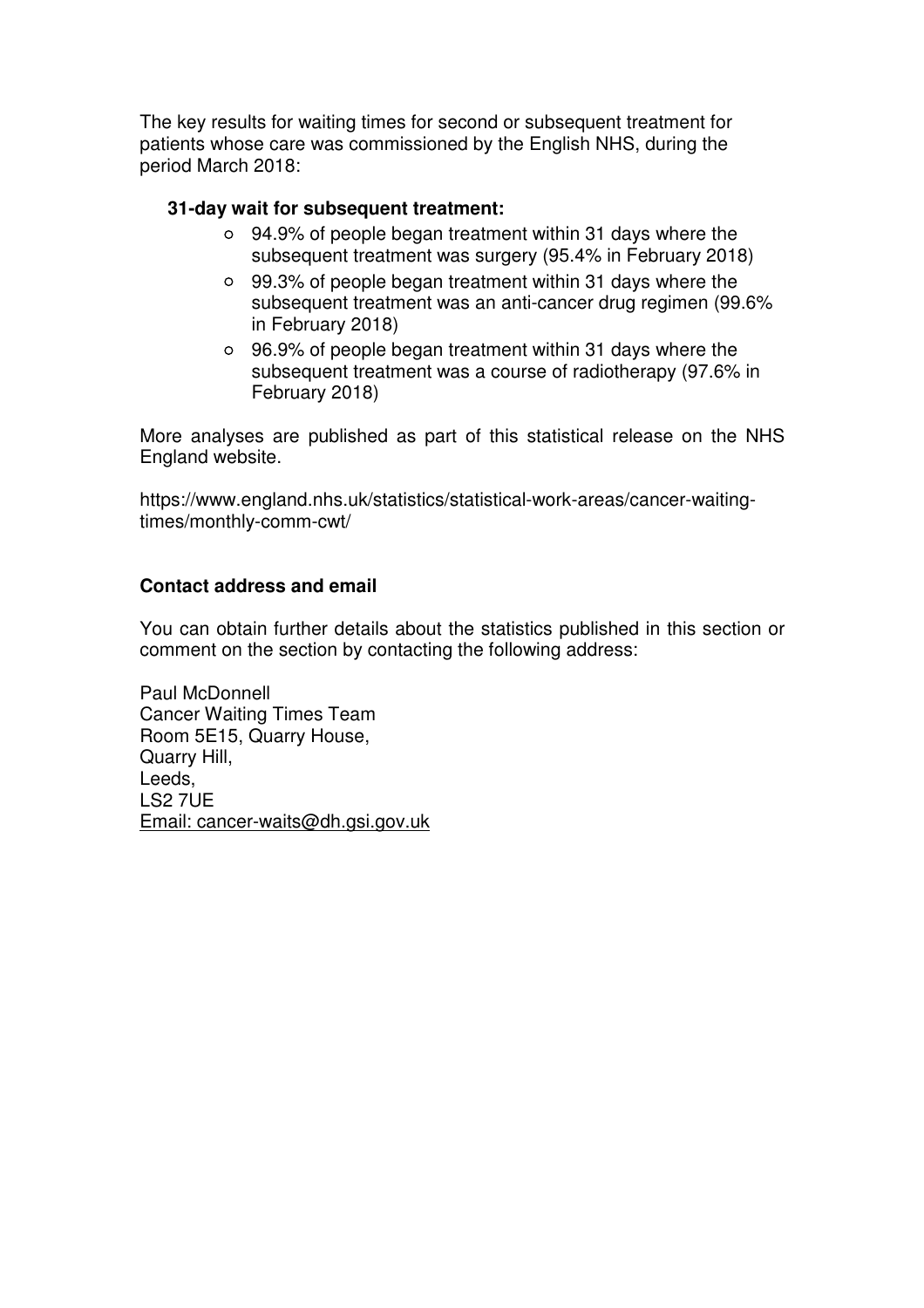The key results for waiting times for second or subsequent treatment for patients whose care was commissioned by the English NHS, during the period March 2018:

**31-day wait for subsequent treatment:**

- 94.9% of people began treatment within 31 days where the subsequent treatment was surgery (95.4% in February 2018)
- 99.3% of people began treatment within 31 days where the subsequent treatment was an anti-cancer drug regimen (99.6% in February 2018)
- 96.9% of people began treatment within 31 days where the subsequent treatment was a course of radiotherapy (97.6% in February 2018)

More analyses are published as part of this statistical release on the NHS England website.

https://www.england.nhs.uk/statistics/statistical-work-areas/cancer-waiting-times/monthly-comm-cwt/

**Contact address and email**

You can obtain further details about the statistics published in this section or comment on the section by contacting the following address:

Paul McDonnell
Cancer Waiting Times Team
Room 5E15, Quarry House,
Quarry Hill,
Leeds,
LS2 7UE
Email: cancer-waits@dh.gsi.gov.uk